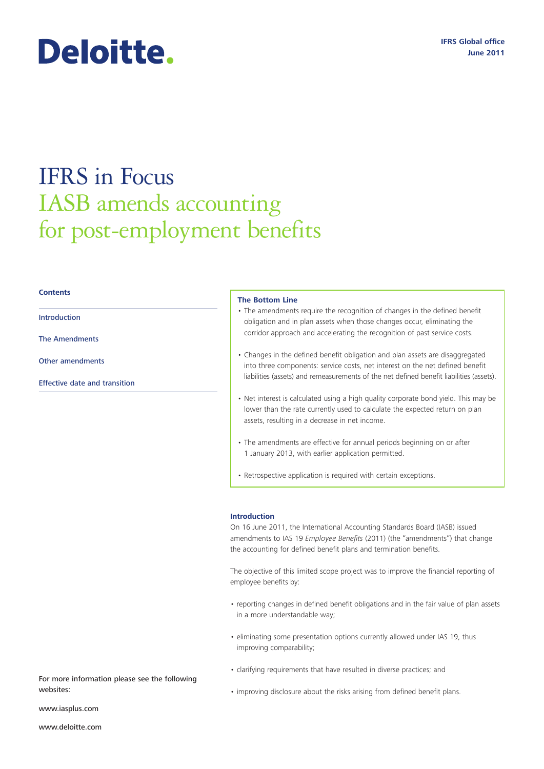Deloitte.

**IFRS Global office**
**June 2011**

# IFRS in Focus
## IASB amends accounting for post-employment benefits

**Contents**

Introduction

The Amendments

Other amendments

Effective date and transition

**The Bottom Line**

- The amendments require the recognition of changes in the defined benefit obligation and in plan assets when those changes occur, eliminating the corridor approach and accelerating the recognition of past service costs.
- Changes in the defined benefit obligation and plan assets are disaggregated into three components: service costs, net interest on the net defined benefit liabilities (assets) and remeasurements of the net defined benefit liabilities (assets).
- Net interest is calculated using a high quality corporate bond yield. This may be lower than the rate currently used to calculate the expected return on plan assets, resulting in a decrease in net income.
- The amendments are effective for annual periods beginning on or after 1 January 2013, with earlier application permitted.
- Retrospective application is required with certain exceptions.

### Introduction

On 16 June 2011, the International Accounting Standards Board (IASB) issued amendments to IAS 19 *Employee Benefits* (2011) (the "amendments") that change the accounting for defined benefit plans and termination benefits.

The objective of this limited scope project was to improve the financial reporting of employee benefits by:

- reporting changes in defined benefit obligations and in the fair value of plan assets in a more understandable way;
- eliminating some presentation options currently allowed under IAS 19, thus improving comparability;
- clarifying requirements that have resulted in diverse practices; and
- improving disclosure about the risks arising from defined benefit plans.

For more information please see the following websites:

www.iasplus.com

www.deloitte.com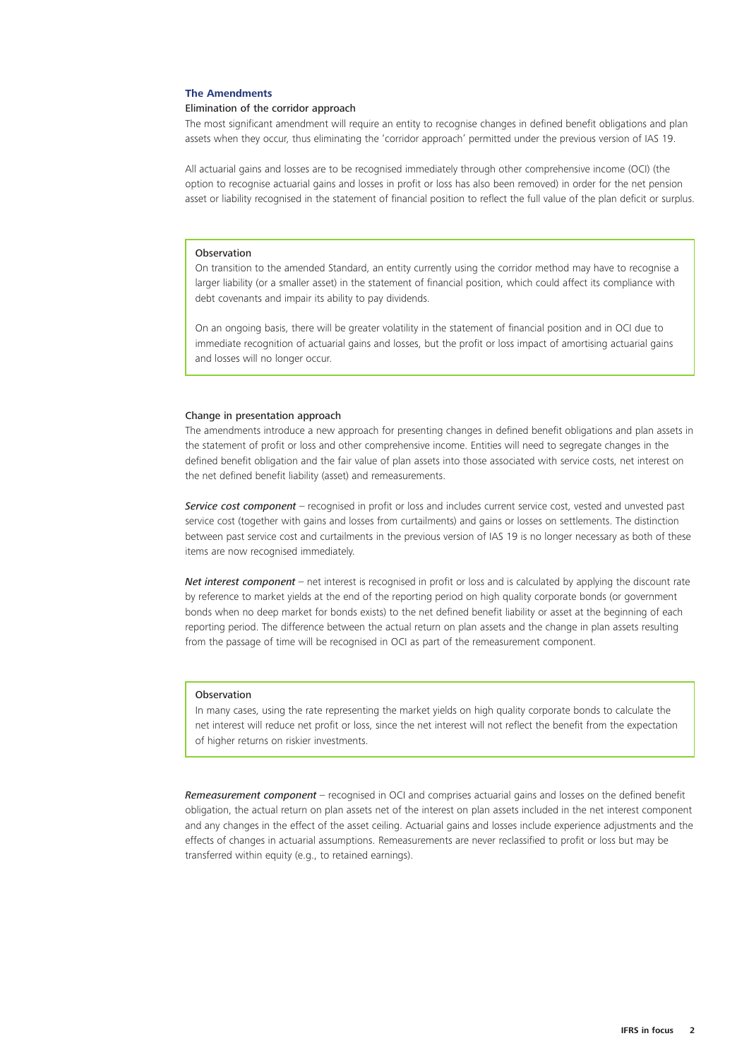## The Amendments

### Elimination of the corridor approach

The most significant amendment will require an entity to recognise changes in defined benefit obligations and plan assets when they occur, thus eliminating the 'corridor approach' permitted under the previous version of IAS 19.

All actuarial gains and losses are to be recognised immediately through other comprehensive income (OCI) (the option to recognise actuarial gains and losses in profit or loss has also been removed) in order for the net pension asset or liability recognised in the statement of financial position to reflect the full value of the plan deficit or surplus.

> **Observation**
>
> On transition to the amended Standard, an entity currently using the corridor method may have to recognise a larger liability (or a smaller asset) in the statement of financial position, which could affect its compliance with debt covenants and impair its ability to pay dividends.
>
> On an ongoing basis, there will be greater volatility in the statement of financial position and in OCI due to immediate recognition of actuarial gains and losses, but the profit or loss impact of amortising actuarial gains and losses will no longer occur.

### Change in presentation approach

The amendments introduce a new approach for presenting changes in defined benefit obligations and plan assets in the statement of profit or loss and other comprehensive income. Entities will need to segregate changes in the defined benefit obligation and the fair value of plan assets into those associated with service costs, net interest on the net defined benefit liability (asset) and remeasurements.

***Service cost component*** – recognised in profit or loss and includes current service cost, vested and unvested past service cost (together with gains and losses from curtailments) and gains or losses on settlements. The distinction between past service cost and curtailments in the previous version of IAS 19 is no longer necessary as both of these items are now recognised immediately.

***Net interest component*** – net interest is recognised in profit or loss and is calculated by applying the discount rate by reference to market yields at the end of the reporting period on high quality corporate bonds (or government bonds when no deep market for bonds exists) to the net defined benefit liability or asset at the beginning of each reporting period. The difference between the actual return on plan assets and the change in plan assets resulting from the passage of time will be recognised in OCI as part of the remeasurement component.

> **Observation**
>
> In many cases, using the rate representing the market yields on high quality corporate bonds to calculate the net interest will reduce net profit or loss, since the net interest will not reflect the benefit from the expectation of higher returns on riskier investments.

***Remeasurement component*** – recognised in OCI and comprises actuarial gains and losses on the defined benefit obligation, the actual return on plan assets net of the interest on plan assets included in the net interest component and any changes in the effect of the asset ceiling. Actuarial gains and losses include experience adjustments and the effects of changes in actuarial assumptions. Remeasurements are never reclassified to profit or loss but may be transferred within equity (e.g., to retained earnings).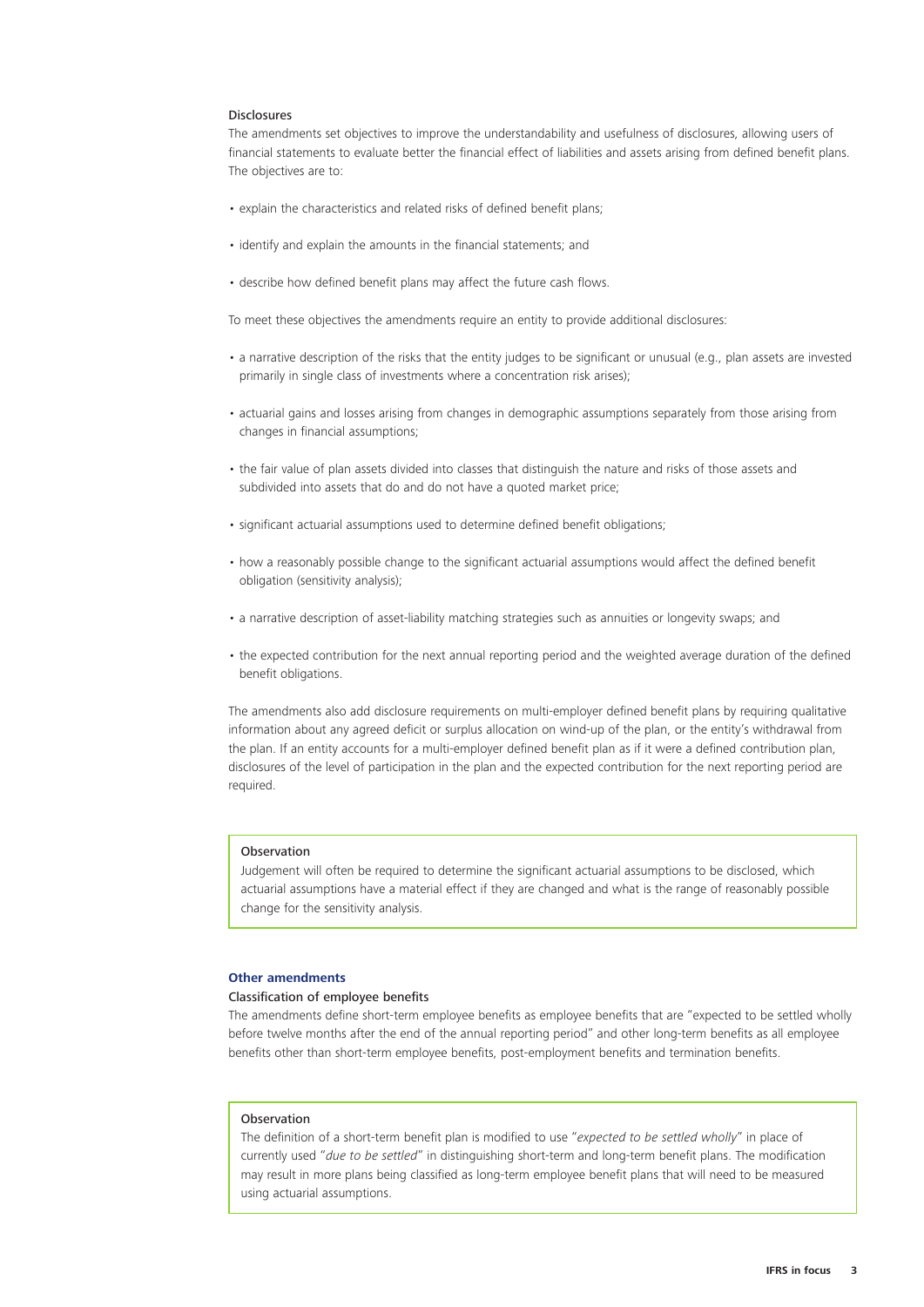### Disclosures

The amendments set objectives to improve the understandability and usefulness of disclosures, allowing users of financial statements to evaluate better the financial effect of liabilities and assets arising from defined benefit plans. The objectives are to:

- explain the characteristics and related risks of defined benefit plans;
- identify and explain the amounts in the financial statements; and
- describe how defined benefit plans may affect the future cash flows.

To meet these objectives the amendments require an entity to provide additional disclosures:

- a narrative description of the risks that the entity judges to be significant or unusual (e.g., plan assets are invested primarily in single class of investments where a concentration risk arises);
- actuarial gains and losses arising from changes in demographic assumptions separately from those arising from changes in financial assumptions;
- the fair value of plan assets divided into classes that distinguish the nature and risks of those assets and subdivided into assets that do and do not have a quoted market price;
- significant actuarial assumptions used to determine defined benefit obligations;
- how a reasonably possible change to the significant actuarial assumptions would affect the defined benefit obligation (sensitivity analysis);
- a narrative description of asset-liability matching strategies such as annuities or longevity swaps; and
- the expected contribution for the next annual reporting period and the weighted average duration of the defined benefit obligations.

The amendments also add disclosure requirements on multi-employer defined benefit plans by requiring qualitative information about any agreed deficit or surplus allocation on wind-up of the plan, or the entity's withdrawal from the plan. If an entity accounts for a multi-employer defined benefit plan as if it were a defined contribution plan, disclosures of the level of participation in the plan and the expected contribution for the next reporting period are required.

> Observation
>
> Judgement will often be required to determine the significant actuarial assumptions to be disclosed, which actuarial assumptions have a material effect if they are changed and what is the range of reasonably possible change for the sensitivity analysis.

## Other amendments

### Classification of employee benefits

The amendments define short-term employee benefits as employee benefits that are "expected to be settled wholly before twelve months after the end of the annual reporting period" and other long-term benefits as all employee benefits other than short-term employee benefits, post-employment benefits and termination benefits.

> Observation
>
> The definition of a short-term benefit plan is modified to use "*expected to be settled wholly*" in place of currently used "*due to be settled*" in distinguishing short-term and long-term benefit plans. The modification may result in more plans being classified as long-term employee benefit plans that will need to be measured using actuarial assumptions.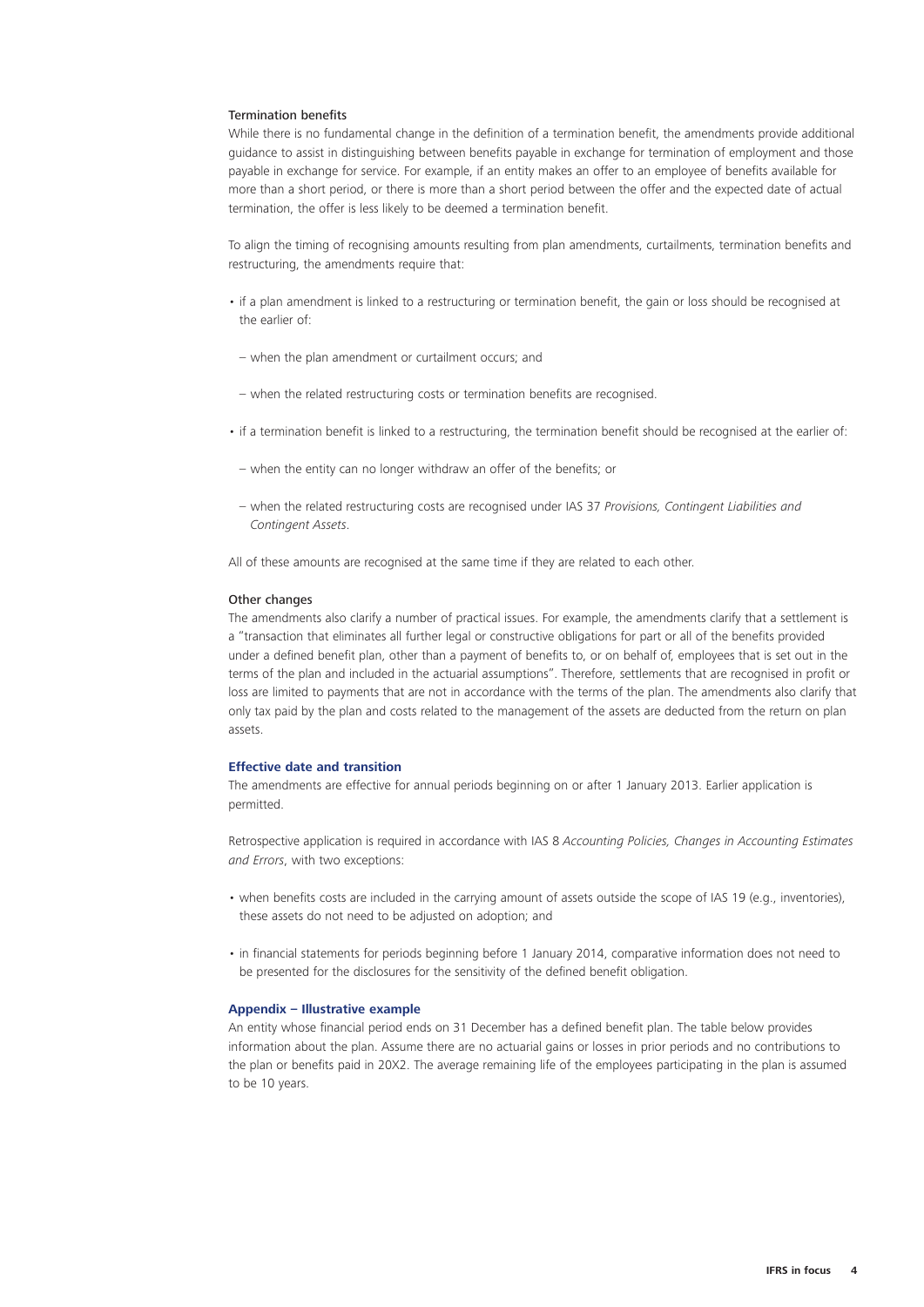### Termination benefits

While there is no fundamental change in the definition of a termination benefit, the amendments provide additional guidance to assist in distinguishing between benefits payable in exchange for termination of employment and those payable in exchange for service. For example, if an entity makes an offer to an employee of benefits available for more than a short period, or there is more than a short period between the offer and the expected date of actual termination, the offer is less likely to be deemed a termination benefit.

To align the timing of recognising amounts resulting from plan amendments, curtailments, termination benefits and restructuring, the amendments require that:

- if a plan amendment is linked to a restructuring or termination benefit, the gain or loss should be recognised at the earlier of:
  - when the plan amendment or curtailment occurs; and
  - when the related restructuring costs or termination benefits are recognised.
- if a termination benefit is linked to a restructuring, the termination benefit should be recognised at the earlier of:
  - when the entity can no longer withdraw an offer of the benefits; or
  - when the related restructuring costs are recognised under IAS 37 *Provisions, Contingent Liabilities and Contingent Assets*.

All of these amounts are recognised at the same time if they are related to each other.

### Other changes

The amendments also clarify a number of practical issues. For example, the amendments clarify that a settlement is a "transaction that eliminates all further legal or constructive obligations for part or all of the benefits provided under a defined benefit plan, other than a payment of benefits to, or on behalf of, employees that is set out in the terms of the plan and included in the actuarial assumptions". Therefore, settlements that are recognised in profit or loss are limited to payments that are not in accordance with the terms of the plan. The amendments also clarify that only tax paid by the plan and costs related to the management of the assets are deducted from the return on plan assets.

## Effective date and transition

The amendments are effective for annual periods beginning on or after 1 January 2013. Earlier application is permitted.

Retrospective application is required in accordance with IAS 8 *Accounting Policies, Changes in Accounting Estimates and Errors*, with two exceptions:

- when benefits costs are included in the carrying amount of assets outside the scope of IAS 19 (e.g., inventories), these assets do not need to be adjusted on adoption; and
- in financial statements for periods beginning before 1 January 2014, comparative information does not need to be presented for the disclosures for the sensitivity of the defined benefit obligation.

## Appendix – Illustrative example

An entity whose financial period ends on 31 December has a defined benefit plan. The table below provides information about the plan. Assume there are no actuarial gains or losses in prior periods and no contributions to the plan or benefits paid in 20X2. The average remaining life of the employees participating in the plan is assumed to be 10 years.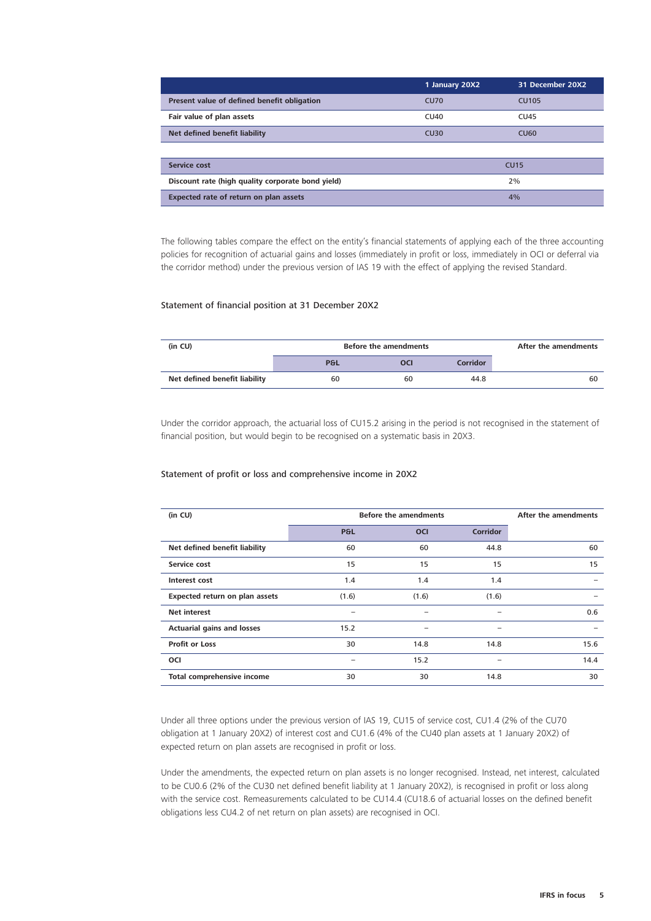| | 1 January 20X2 | 31 December 20X2 |
|---|---|---|
| Present value of defined benefit obligation | CU70 | CU105 |
| Fair value of plan assets | CU40 | CU45 |
| Net defined benefit liability | CU30 | CU60 |

| | |
|---|---|
| Service cost | CU15 |
| Discount rate (high quality corporate bond yield) | 2% |
| Expected rate of return on plan assets | 4% |

The following tables compare the effect on the entity's financial statements of applying each of the three accounting policies for recognition of actuarial gains and losses (immediately in profit or loss, immediately in OCI or deferral via the corridor method) under the previous version of IAS 19 with the effect of applying the revised Standard.

Statement of financial position at 31 December 20X2

| (in CU) | Before the amendments | | | After the amendments |
|---|---|---|---|---|
| | P&L | OCI | Corridor | |
| Net defined benefit liability | 60 | 60 | 44.8 | 60 |

Under the corridor approach, the actuarial loss of CU15.2 arising in the period is not recognised in the statement of financial position, but would begin to be recognised on a systematic basis in 20X3.

Statement of profit or loss and comprehensive income in 20X2

| (in CU) | Before the amendments | | | After the amendments |
|---|---|---|---|---|
| | P&L | OCI | Corridor | |
| Net defined benefit liability | 60 | 60 | 44.8 | 60 |
| Service cost | 15 | 15 | 15 | 15 |
| Interest cost | 1.4 | 1.4 | 1.4 | – |
| Expected return on plan assets | (1.6) | (1.6) | (1.6) | – |
| Net interest | – | – | – | 0.6 |
| Actuarial gains and losses | 15.2 | – | – | – |
| Profit or Loss | 30 | 14.8 | 14.8 | 15.6 |
| OCI | – | 15.2 | – | 14.4 |
| Total comprehensive income | 30 | 30 | 14.8 | 30 |

Under all three options under the previous version of IAS 19, CU15 of service cost, CU1.4 (2% of the CU70 obligation at 1 January 20X2) of interest cost and CU1.6 (4% of the CU40 plan assets at 1 January 20X2) of expected return on plan assets are recognised in profit or loss.

Under the amendments, the expected return on plan assets is no longer recognised. Instead, net interest, calculated to be CU0.6 (2% of the CU30 net defined benefit liability at 1 January 20X2), is recognised in profit or loss along with the service cost. Remeasurements calculated to be CU14.4 (CU18.6 of actuarial losses on the defined benefit obligations less CU4.2 of net return on plan assets) are recognised in OCI.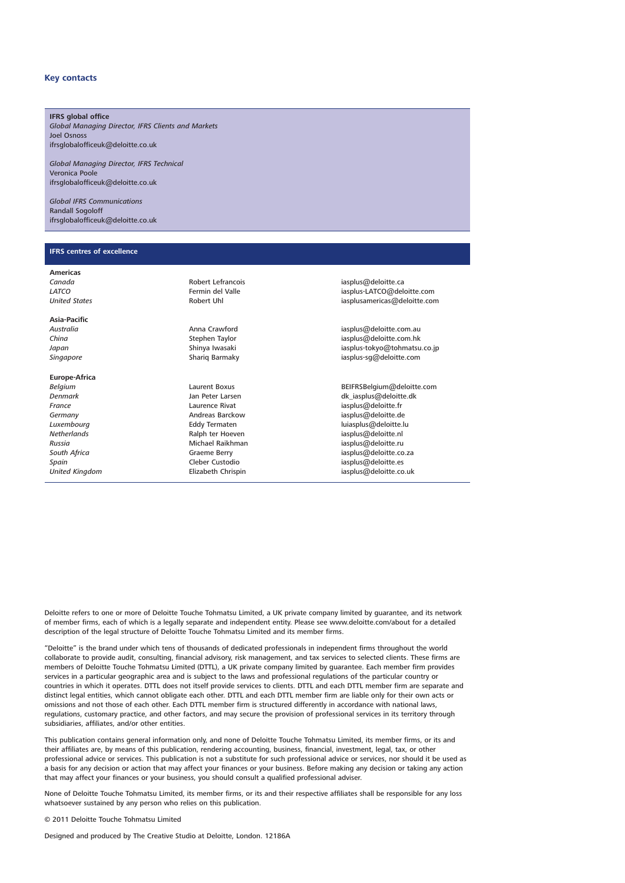## Key contacts

**IFRS global office**

*Global Managing Director, IFRS Clients and Markets*
Joel Osnoss
ifrsglobalofficeuk@deloitte.co.uk

*Global Managing Director, IFRS Technical*
Veronica Poole
ifrsglobalofficeuk@deloitte.co.uk

*Global IFRS Communications*
Randall Sogoloff
ifrsglobalofficeuk@deloitte.co.uk

**IFRS centres of excellence**

| | | |
|---|---|---|
| **Americas** | | |
| *Canada* | Robert Lefrancois | iasplus@deloitte.ca |
| *LATCO* | Fermin del Valle | iasplus-LATCO@deloitte.com |
| *United States* | Robert Uhl | iasplusamericas@deloitte.com |
| **Asia-Pacific** | | |
| *Australia* | Anna Crawford | iasplus@deloitte.com.au |
| *China* | Stephen Taylor | iasplus@deloitte.com.hk |
| *Japan* | Shinya Iwasaki | iasplus-tokyo@tohmatsu.co.jp |
| *Singapore* | Shariq Barmaky | iasplus-sg@deloitte.com |
| **Europe-Africa** | | |
| *Belgium* | Laurent Boxus | BEIFRSBelgium@deloitte.com |
| *Denmark* | Jan Peter Larsen | dk_iasplus@deloitte.dk |
| *France* | Laurence Rivat | iasplus@deloitte.fr |
| *Germany* | Andreas Barckow | iasplus@deloitte.de |
| *Luxembourg* | Eddy Termaten | luiasplus@deloitte.lu |
| *Netherlands* | Ralph ter Hoeven | iasplus@deloitte.nl |
| *Russia* | Michael Raikhman | iasplus@deloitte.ru |
| *South Africa* | Graeme Berry | iasplus@deloitte.co.za |
| *Spain* | Cleber Custodio | iasplus@deloitte.es |
| *United Kingdom* | Elizabeth Chrispin | iasplus@deloitte.co.uk |

Deloitte refers to one or more of Deloitte Touche Tohmatsu Limited, a UK private company limited by guarantee, and its network of member firms, each of which is a legally separate and independent entity. Please see www.deloitte.com/about for a detailed description of the legal structure of Deloitte Touche Tohmatsu Limited and its member firms.

"Deloitte" is the brand under which tens of thousands of dedicated professionals in independent firms throughout the world collaborate to provide audit, consulting, financial advisory, risk management, and tax services to selected clients. These firms are members of Deloitte Touche Tohmatsu Limited (DTTL), a UK private company limited by guarantee. Each member firm provides services in a particular geographic area and is subject to the laws and professional regulations of the particular country or countries in which it operates. DTTL does not itself provide services to clients. DTTL and each DTTL member firm are separate and distinct legal entities, which cannot obligate each other. DTTL and each DTTL member firm are liable only for their own acts or omissions and not those of each other. Each DTTL member firm is structured differently in accordance with national laws, regulations, customary practice, and other factors, and may secure the provision of professional services in its territory through subsidiaries, affiliates, and/or other entities.

This publication contains general information only, and none of Deloitte Touche Tohmatsu Limited, its member firms, or its and their affiliates are, by means of this publication, rendering accounting, business, financial, investment, legal, tax, or other professional advice or services. This publication is not a substitute for such professional advice or services, nor should it be used as a basis for any decision or action that may affect your finances or your business. Before making any decision or taking any action that may affect your finances or your business, you should consult a qualified professional adviser.

None of Deloitte Touche Tohmatsu Limited, its member firms, or its and their respective affiliates shall be responsible for any loss whatsoever sustained by any person who relies on this publication.

© 2011 Deloitte Touche Tohmatsu Limited

Designed and produced by The Creative Studio at Deloitte, London. 12186A